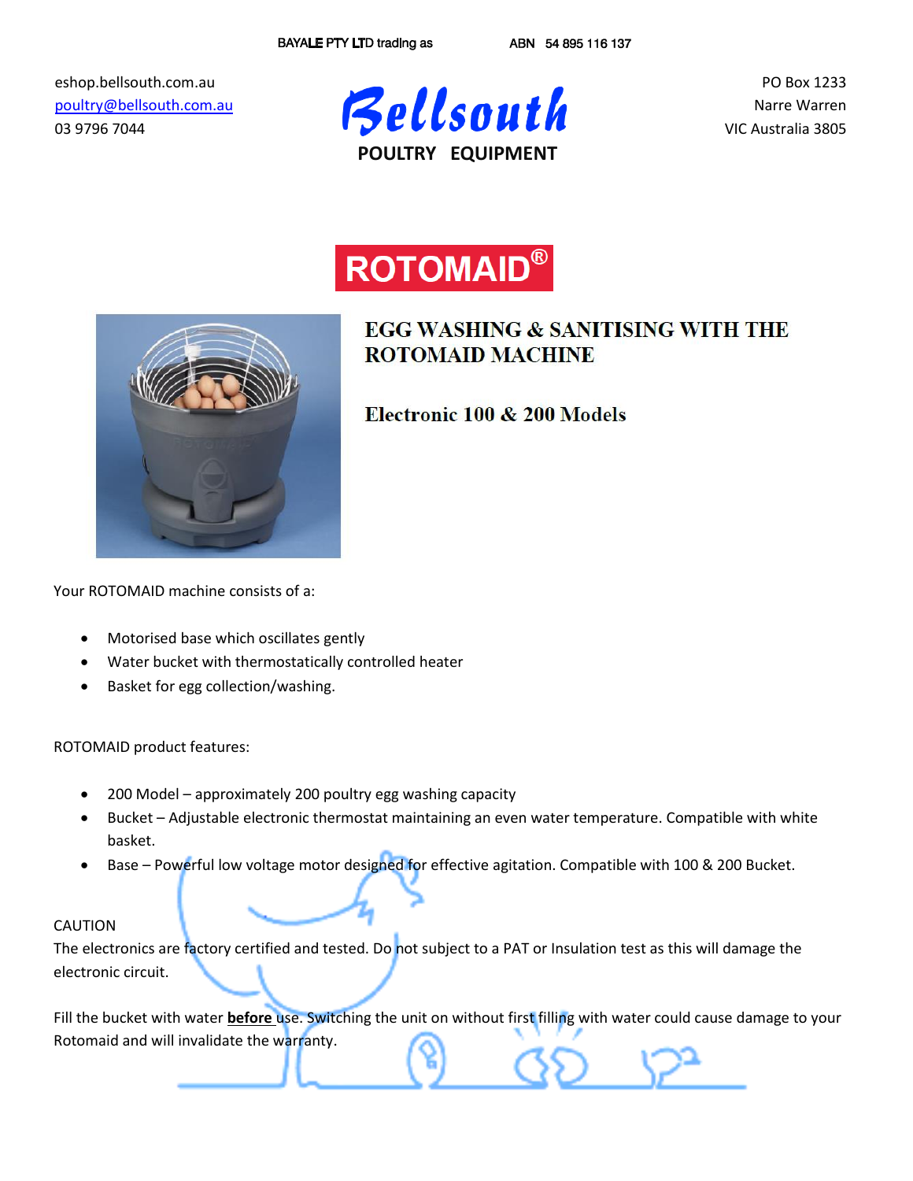BAYALE PTY LTD trading as ABN 54 895 116 137

eshop.bellsouth.com.au
poultry@bellsouth.com.au
03 9796 7044

**Bellsouth**
**POULTRY EQUIPMENT**

PO Box 1233
Narre Warren
VIC Australia 3805

# ROTOMAID®

## EGG WASHING & SANITISING WITH THE ROTOMAID MACHINE

### Electronic 100 & 200 Models

Your ROTOMAID machine consists of a:

- Motorised base which oscillates gently
- Water bucket with thermostatically controlled heater
- Basket for egg collection/washing.

ROTOMAID product features:

- 200 Model – approximately 200 poultry egg washing capacity
- Bucket – Adjustable electronic thermostat maintaining an even water temperature. Compatible with white basket.
- Base – Powerful low voltage motor designed for effective agitation. Compatible with 100 & 200 Bucket.

CAUTION
The electronics are factory certified and tested. Do not subject to a PAT or Insulation test as this will damage the electronic circuit.

Fill the bucket with water **before** use. Switching the unit on without first filling with water could cause damage to your Rotomaid and will invalidate the warranty.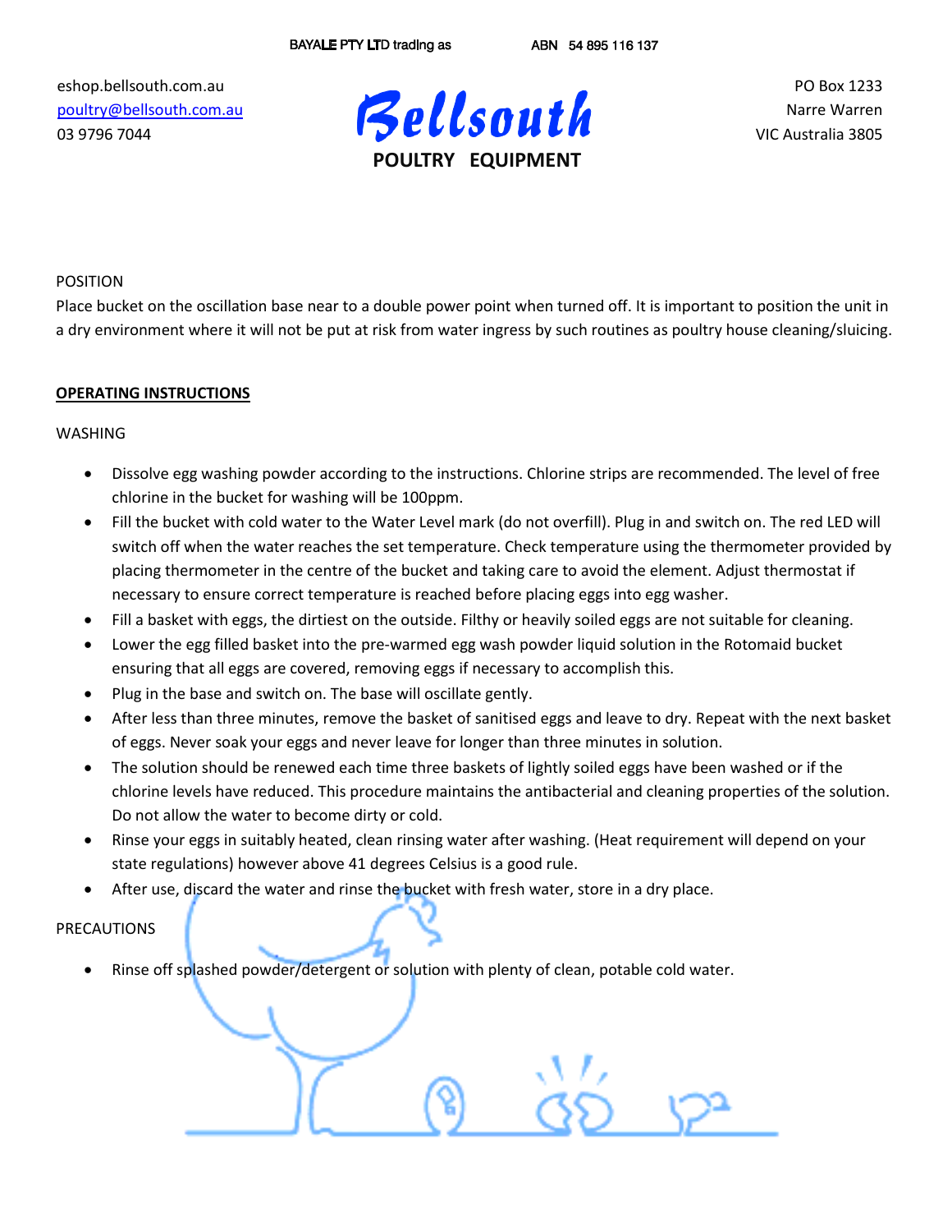POSITION

Place bucket on the oscillation base near to a double power point when turned off. It is important to position the unit in a dry environment where it will not be put at risk from water ingress by such routines as poultry house cleaning/sluicing.

**OPERATING INSTRUCTIONS**

WASHING

- Dissolve egg washing powder according to the instructions. Chlorine strips are recommended. The level of free chlorine in the bucket for washing will be 100ppm.
- Fill the bucket with cold water to the Water Level mark (do not overfill). Plug in and switch on. The red LED will switch off when the water reaches the set temperature. Check temperature using the thermometer provided by placing thermometer in the centre of the bucket and taking care to avoid the element. Adjust thermostat if necessary to ensure correct temperature is reached before placing eggs into egg washer.
- Fill a basket with eggs, the dirtiest on the outside. Filthy or heavily soiled eggs are not suitable for cleaning.
- Lower the egg filled basket into the pre-warmed egg wash powder liquid solution in the Rotomaid bucket ensuring that all eggs are covered, removing eggs if necessary to accomplish this.
- Plug in the base and switch on. The base will oscillate gently.
- After less than three minutes, remove the basket of sanitised eggs and leave to dry. Repeat with the next basket of eggs. Never soak your eggs and never leave for longer than three minutes in solution.
- The solution should be renewed each time three baskets of lightly soiled eggs have been washed or if the chlorine levels have reduced. This procedure maintains the antibacterial and cleaning properties of the solution. Do not allow the water to become dirty or cold.
- Rinse your eggs in suitably heated, clean rinsing water after washing. (Heat requirement will depend on your state regulations) however above 41 degrees Celsius is a good rule.
- After use, discard the water and rinse the bucket with fresh water, store in a dry place.

PRECAUTIONS

- Rinse off splashed powder/detergent or solution with plenty of clean, potable cold water.